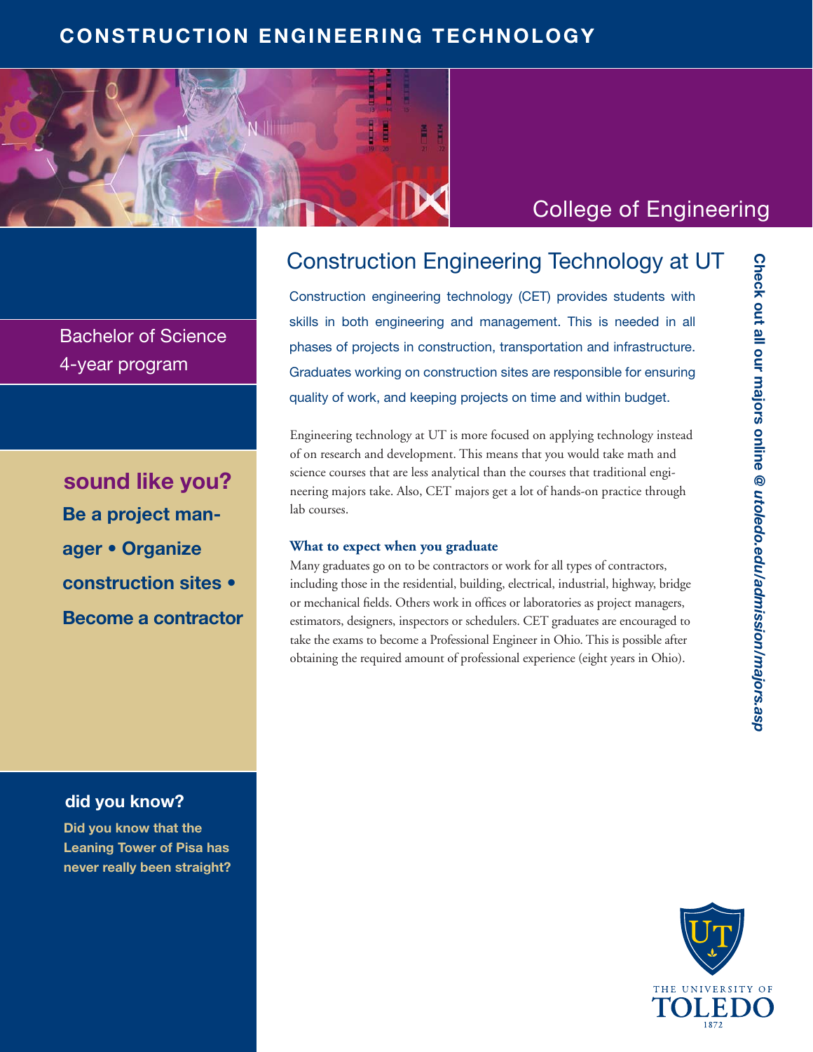# CONSTRUCTION ENGINEERING TECHNOLOGY

College of Engineering

Bachelor of Science
4-year program

## Construction Engineering Technology at UT

Construction engineering technology (CET) provides students with skills in both engineering and management. This is needed in all phases of projects in construction, transportation and infrastructure. Graduates working on construction sites are responsible for ensuring quality of work, and keeping projects on time and within budget.

Engineering technology at UT is more focused on applying technology instead of on research and development. This means that you would take math and science courses that are less analytical than the courses that traditional engineering majors take. Also, CET majors get a lot of hands-on practice through lab courses.

### What to expect when you graduate

Many graduates go on to be contractors or work for all types of contractors, including those in the residential, building, electrical, industrial, highway, bridge or mechanical fields. Others work in offices or laboratories as project managers, estimators, designers, inspectors or schedulers. CET graduates are encouraged to take the exams to become a Professional Engineer in Ohio. This is possible after obtaining the required amount of professional experience (eight years in Ohio).

### sound like you?

**Be a project manager • Organize construction sites • Become a contractor**

### did you know?

**Did you know that the Leaning Tower of Pisa has never really been straight?**

***Check out all our majors online @ utoledo.edu/admission/majors.asp***

THE UNIVERSITY OF TOLEDO
1872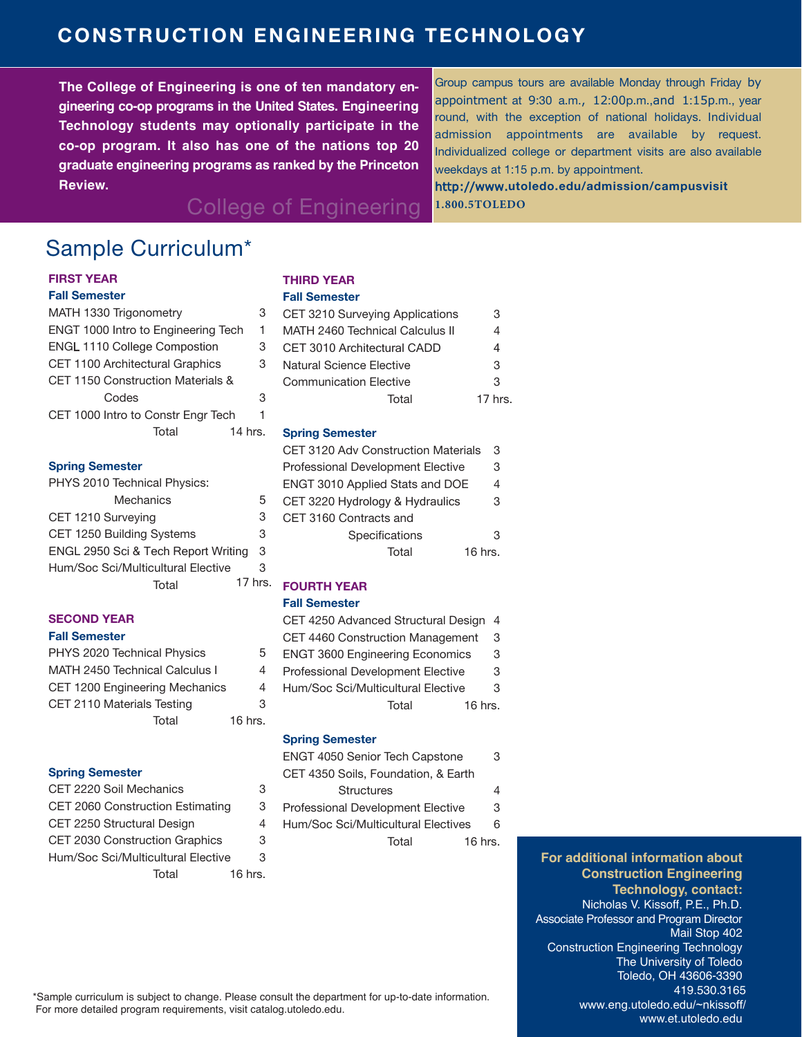# CONSTRUCTION ENGINEERING TECHNOLOGY

**The College of Engineering is one of ten mandatory engineering co-op programs in the United States. Engineering Technology students may optionally participate in the co-op program. It also has one of the nations top 20 graduate engineering programs as ranked by the Princeton Review.**

College of Engineering

Group campus tours are available Monday through Friday by appointment at 9:30 a.m., 12:00p.m.,and 1:15p.m., year round, with the exception of national holidays. Individual admission appointments are available by request. Individualized college or department visits are also available weekdays at 1:15 p.m. by appointment.

**http://www.utoledo.edu/admission/campusvisit**
**1.800.5TOLEDO**

## Sample Curriculum*

### FIRST YEAR

**Fall Semester**

| | |
|---|---|
| MATH 1330 Trigonometry | 3 |
| ENGT 1000 Intro to Engineering Tech | 1 |
| ENGL 1110 College Compostion | 3 |
| CET 1100 Architectural Graphics | 3 |
| CET 1150 Construction Materials & Codes | 3 |
| CET 1000 Intro to Constr Engr Tech | 1 |
| Total | 14 hrs. |

**Spring Semester**

| | |
|---|---|
| PHYS 2010 Technical Physics: Mechanics | 5 |
| CET 1210 Surveying | 3 |
| CET 1250 Building Systems | 3 |
| ENGL 2950 Sci & Tech Report Writing | 3 |
| Hum/Soc Sci/Multicultural Elective | 3 |
| Total | 17 hrs. |

### SECOND YEAR

**Fall Semester**

| | |
|---|---|
| PHYS 2020 Technical Physics | 5 |
| MATH 2450 Technical Calculus I | 4 |
| CET 1200 Engineering Mechanics | 4 |
| CET 2110 Materials Testing | 3 |
| Total | 16 hrs. |

**Spring Semester**

| | |
|---|---|
| CET 2220 Soil Mechanics | 3 |
| CET 2060 Construction Estimating | 3 |
| CET 2250 Structural Design | 4 |
| CET 2030 Construction Graphics | 3 |
| Hum/Soc Sci/Multicultural Elective | 3 |
| Total | 16 hrs. |

### THIRD YEAR

**Fall Semester**

| | |
|---|---|
| CET 3210 Surveying Applications | 3 |
| MATH 2460 Technical Calculus II | 4 |
| CET 3010 Architectural CADD | 4 |
| Natural Science Elective | 3 |
| Communication Elective | 3 |
| Total | 17 hrs. |

**Spring Semester**

| | |
|---|---|
| CET 3120 Adv Construction Materials | 3 |
| Professional Development Elective | 3 |
| ENGT 3010 Applied Stats and DOE | 4 |
| CET 3220 Hydrology & Hydraulics | 3 |
| CET 3160 Contracts and Specifications | 3 |
| Total | 16 hrs. |

### FOURTH YEAR

**Fall Semester**

| | |
|---|---|
| CET 4250 Advanced Structural Design | 4 |
| CET 4460 Construction Management | 3 |
| ENGT 3600 Engineering Economics | 3 |
| Professional Development Elective | 3 |
| Hum/Soc Sci/Multicultural Elective | 3 |
| Total | 16 hrs. |

**Spring Semester**

| | |
|---|---|
| ENGT 4050 Senior Tech Capstone | 3 |
| CET 4350 Soils, Foundation, & Earth Structures | 4 |
| Professional Development Elective | 3 |
| Hum/Soc Sci/Multicultural Electives | 6 |
| Total | 16 hrs. |

**For additional information about Construction Engineering Technology, contact:**

Nicholas V. Kissoff, P.E., Ph.D.
Associate Professor and Program Director
Mail Stop 402
Construction Engineering Technology
The University of Toledo
Toledo, OH 43606-3390
419.530.3165
www.eng.utoledo.edu/~nkissoff/
www.et.utoledo.edu

*Sample curriculum is subject to change. Please consult the department for up-to-date information. For more detailed program requirements, visit catalog.utoledo.edu.